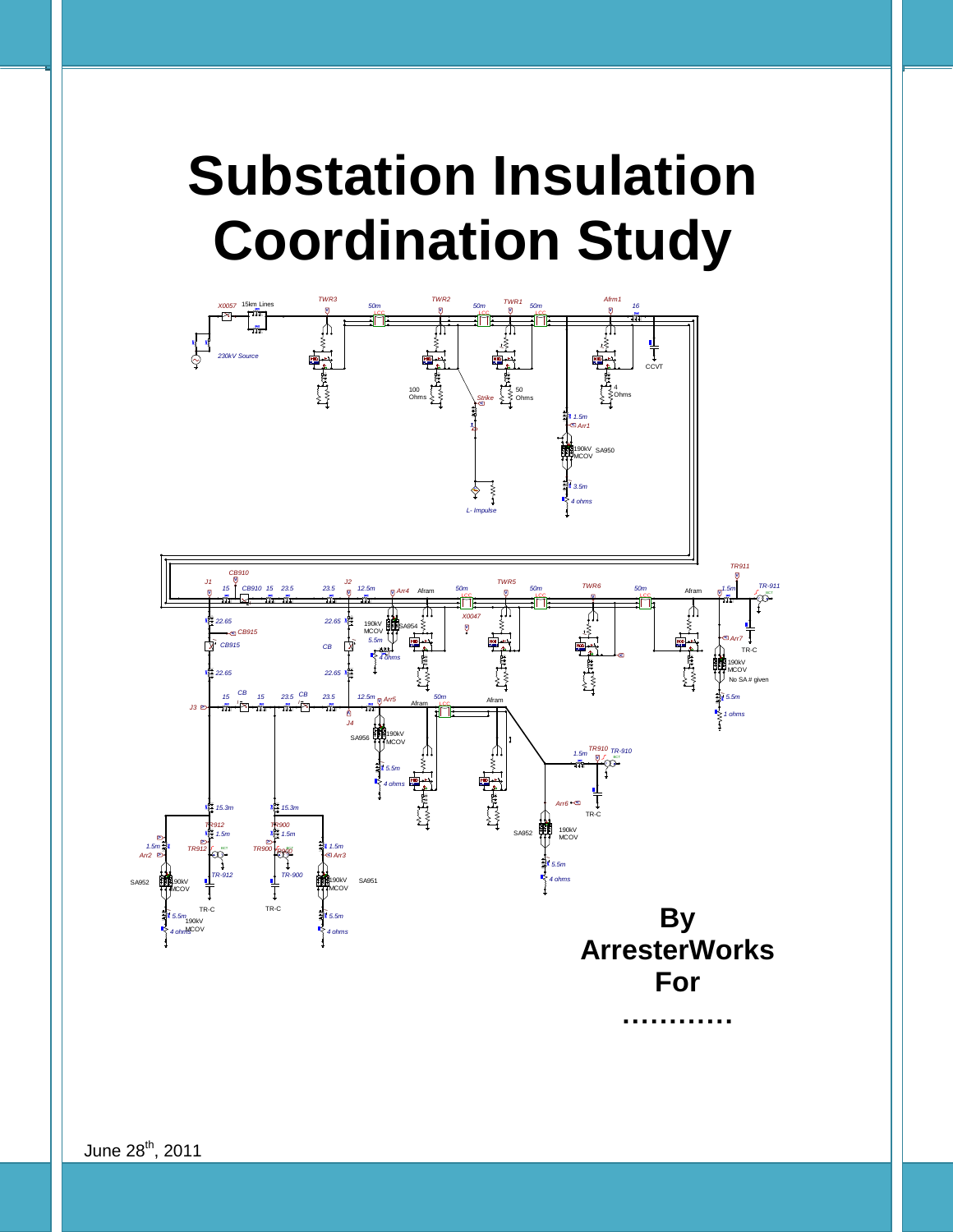# Substation Insulation Coordination Study

**By ArresterWorks For …………**

June 28th, 2011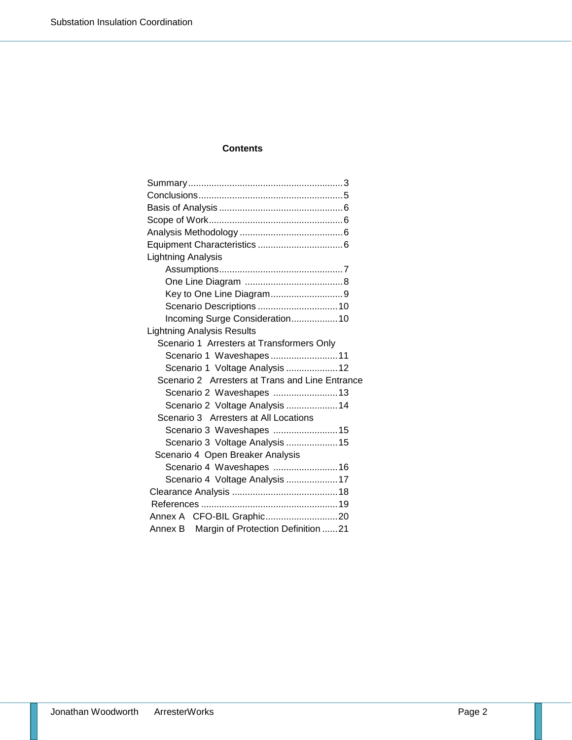**Contents**

Summary ........................................................... 3
Conclusions ....................................................... 5
Basis of Analysis ............................................... 6
Scope of Work ................................................... 6
Analysis Methodology ........................................ 6
Equipment Characteristics ................................. 6
Lightning Analysis
- Assumptions ................................................ 7
- One Line Diagram ...................................... 8
- Key to One Line Diagram ............................ 9
- Scenario Descriptions ............................... 10
- Incoming Surge Consideration .................. 10

Lightning Analysis Results
- Scenario 1 Arresters at Transformers Only
  - Scenario 1 Waveshapes .......................... 11
  - Scenario 1 Voltage Analysis .................... 12
- Scenario 2 Arresters at Trans and Line Entrance
  - Scenario 2 Waveshapes .......................... 13
  - Scenario 2 Voltage Analysis .................... 14
- Scenario 3 Arresters at All Locations
  - Scenario 3 Waveshapes .......................... 15
  - Scenario 3 Voltage Analysis .................... 15
- Scenario 4 Open Breaker Analysis
  - Scenario 4 Waveshapes .......................... 16
  - Scenario 4 Voltage Analysis .................... 17

Clearance Analysis ......................................... 18
References ..................................................... 19
Annex A CFO-BIL Graphic ............................. 20
Annex B Margin of Protection Definition ...... 21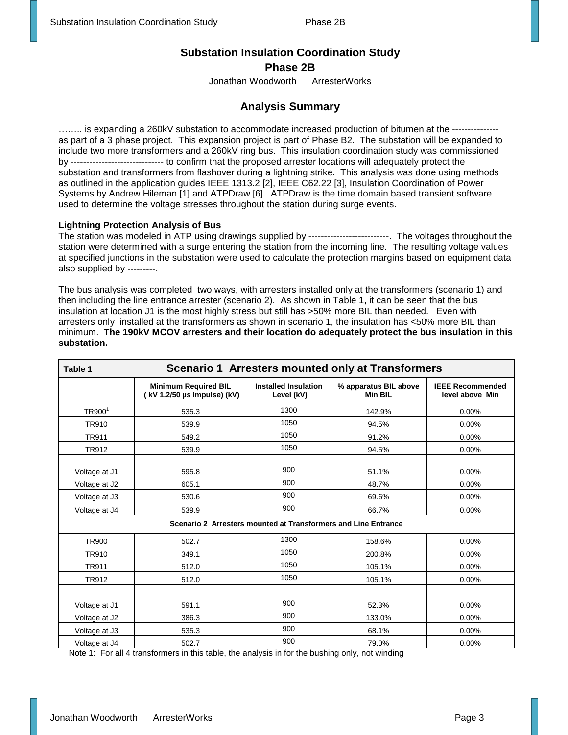# Substation Insulation Coordination Study

## Phase 2B

Jonathan Woodworth ArresterWorks

## Analysis Summary

…….. is expanding a 260kV substation to accommodate increased production of bitumen at the --------------- as part of a 3 phase project. This expansion project is part of Phase B2. The substation will be expanded to include two more transformers and a 260kV ring bus. This insulation coordination study was commissioned by ------------------------------ to confirm that the proposed arrester locations will adequately protect the substation and transformers from flashover during a lightning strike. This analysis was done using methods as outlined in the application guides IEEE 1313.2 [2], IEEE C62.22 [3], Insulation Coordination of Power Systems by Andrew Hileman [1] and ATPDraw [6]. ATPDraw is the time domain based transient software used to determine the voltage stresses throughout the station during surge events.

**Lightning Protection Analysis of Bus**

The station was modeled in ATP using drawings supplied by --------------------------. The voltages throughout the station were determined with a surge entering the station from the incoming line. The resulting voltage values at specified junctions in the substation were used to calculate the protection margins based on equipment data also supplied by ---------.

The bus analysis was completed two ways, with arresters installed only at the transformers (scenario 1) and then including the line entrance arrester (scenario 2). As shown in Table 1, it can be seen that the bus insulation at location J1 is the most highly stress but still has >50% more BIL than needed. Even with arresters only installed at the transformers as shown in scenario 1, the insulation has <50% more BIL than minimum. **The 190kV MCOV arresters and their location do adequately protect the bus insulation in this substation.**

| Table 1 | Scenario 1 Arresters mounted only at Transformers | | | |
|---|---|---|---|---|
| | Minimum Required BIL ( kV 1.2/50 μs Impulse) (kV) | Installed Insulation Level (kV) | % apparatus BIL above Min BIL | IEEE Recommended level above Min |
| TR900[1] | 535.3 | 1300 | 142.9% | 0.00% |
| TR910 | 539.9 | 1050 | 94.5% | 0.00% |
| TR911 | 549.2 | 1050 | 91.2% | 0.00% |
| TR912 | 539.9 | 1050 | 94.5% | 0.00% |
| | | | | |
| Voltage at J1 | 595.8 | 900 | 51.1% | 0.00% |
| Voltage at J2 | 605.1 | 900 | 48.7% | 0.00% |
| Voltage at J3 | 530.6 | 900 | 69.6% | 0.00% |
| Voltage at J4 | 539.9 | 900 | 66.7% | 0.00% |
| **Scenario 2 Arresters mounted at Transformers and Line Entrance** | | | | |
| TR900 | 502.7 | 1300 | 158.6% | 0.00% |
| TR910 | 349.1 | 1050 | 200.8% | 0.00% |
| TR911 | 512.0 | 1050 | 105.1% | 0.00% |
| TR912 | 512.0 | 1050 | 105.1% | 0.00% |
| | | | | |
| Voltage at J1 | 591.1 | 900 | 52.3% | 0.00% |
| Voltage at J2 | 386.3 | 900 | 133.0% | 0.00% |
| Voltage at J3 | 535.3 | 900 | 68.1% | 0.00% |
| Voltage at J4 | 502.7 | 900 | 79.0% | 0.00% |

Note 1: For all 4 transformers in this table, the analysis in for the bushing only, not winding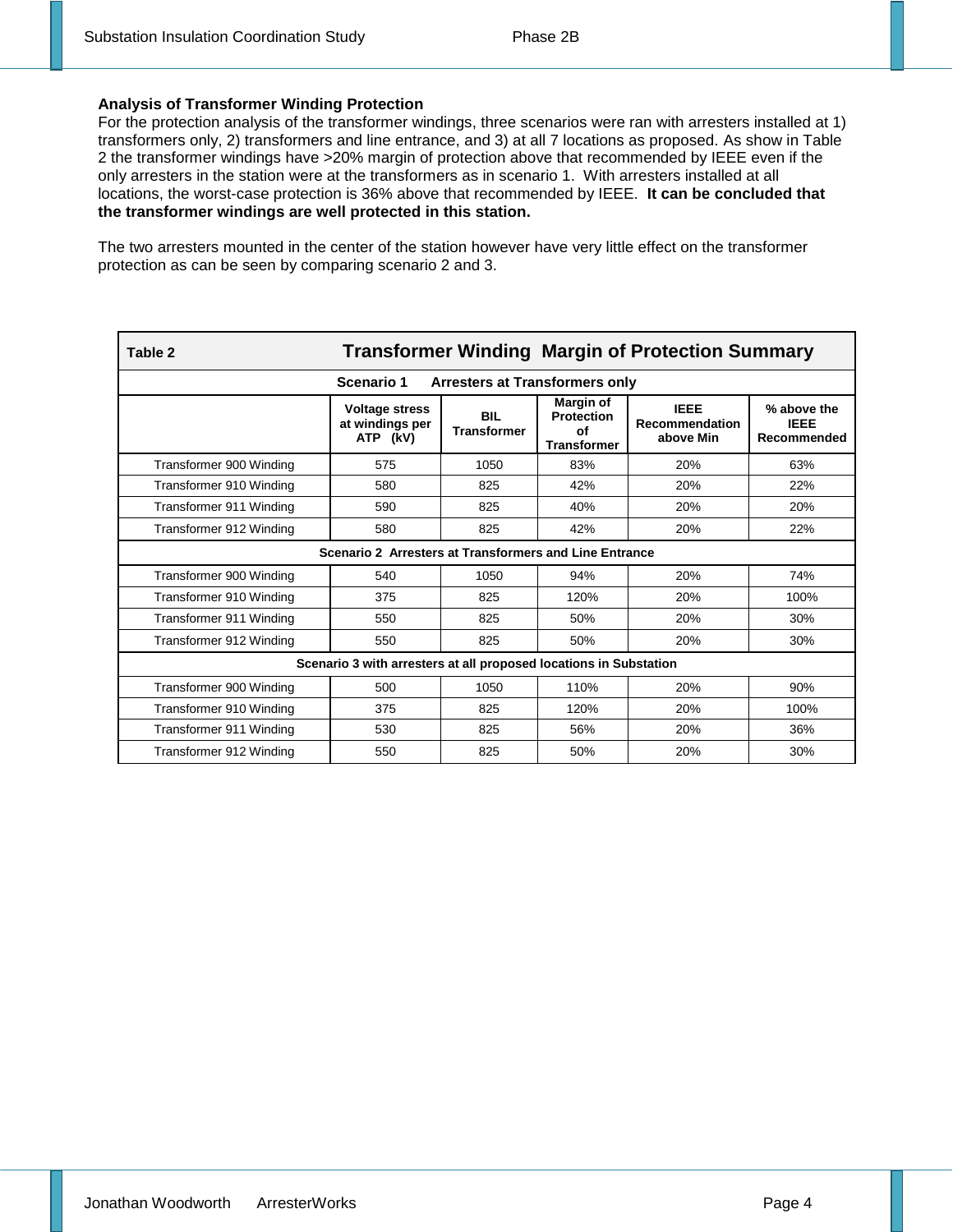**Analysis of Transformer Winding Protection**

For the protection analysis of the transformer windings, three scenarios were ran with arresters installed at 1) transformers only, 2) transformers and line entrance, and 3) at all 7 locations as proposed. As show in Table 2 the transformer windings have >20% margin of protection above that recommended by IEEE even if the only arresters in the station were at the transformers as in scenario 1. With arresters installed at all locations, the worst-case protection is 36% above that recommended by IEEE. **It can be concluded that the transformer windings are well protected in this station.**

The two arresters mounted in the center of the station however have very little effect on the transformer protection as can be seen by comparing scenario 2 and 3.

**Table 2 — Transformer Winding Margin of Protection Summary**

| | Voltage stress at windings per ATP (kV) | BIL Transformer | Margin of Protection of Transformer | IEEE Recommendation above Min | % above the IEEE Recommended |
|---|---|---|---|---|---|
| **Scenario 1 Arresters at Transformers only** | | | | | |
| Transformer 900 Winding | 575 | 1050 | 83% | 20% | 63% |
| Transformer 910 Winding | 580 | 825 | 42% | 20% | 22% |
| Transformer 911 Winding | 590 | 825 | 40% | 20% | 20% |
| Transformer 912 Winding | 580 | 825 | 42% | 20% | 22% |
| **Scenario 2 Arresters at Transformers and Line Entrance** | | | | | |
| Transformer 900 Winding | 540 | 1050 | 94% | 20% | 74% |
| Transformer 910 Winding | 375 | 825 | 120% | 20% | 100% |
| Transformer 911 Winding | 550 | 825 | 50% | 20% | 30% |
| Transformer 912 Winding | 550 | 825 | 50% | 20% | 30% |
| **Scenario 3 with arresters at all proposed locations in Substation** | | | | | |
| Transformer 900 Winding | 500 | 1050 | 110% | 20% | 90% |
| Transformer 910 Winding | 375 | 825 | 120% | 20% | 100% |
| Transformer 911 Winding | 530 | 825 | 56% | 20% | 36% |
| Transformer 912 Winding | 550 | 825 | 50% | 20% | 30% |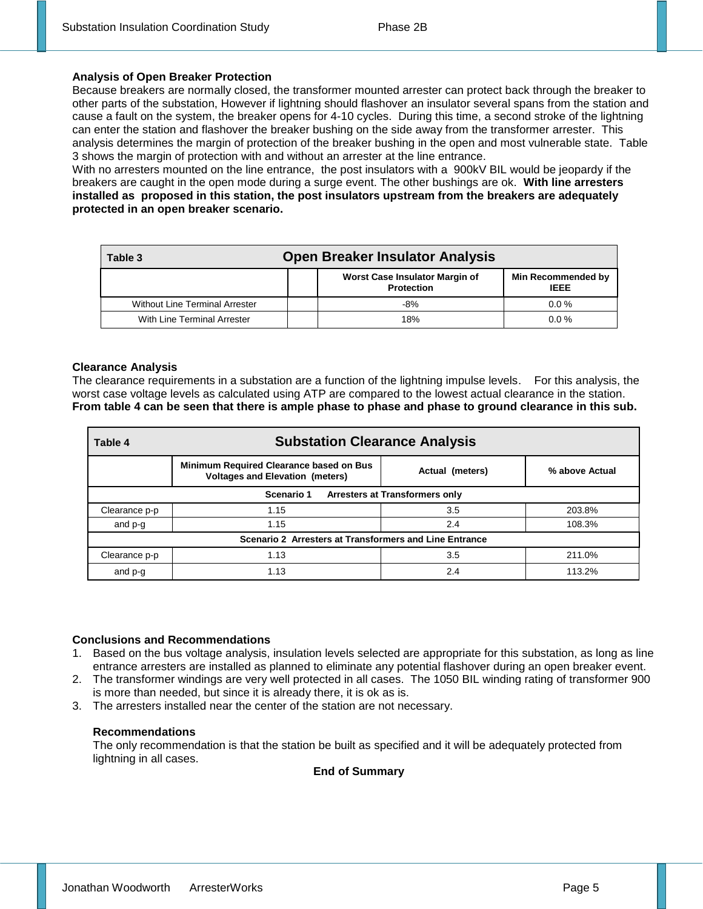**Analysis of Open Breaker Protection**

Because breakers are normally closed, the transformer mounted arrester can protect back through the breaker to other parts of the substation, However if lightning should flashover an insulator several spans from the station and cause a fault on the system, the breaker opens for 4-10 cycles. During this time, a second stroke of the lightning can enter the station and flashover the breaker bushing on the side away from the transformer arrester. This analysis determines the margin of protection of the breaker bushing in the open and most vulnerable state. Table 3 shows the margin of protection with and without an arrester at the line entrance.

With no arresters mounted on the line entrance, the post insulators with a 900kV BIL would be jeopardy if the breakers are caught in the open mode during a surge event. The other bushings are ok. **With line arresters installed as proposed in this station, the post insulators upstream from the breakers are adequately protected in an open breaker scenario.**

| Table 3 | Open Breaker Insulator Analysis | | |
|---|---|---|---|
| | | Worst Case Insulator Margin of Protection | Min Recommended by IEEE |
| Without Line Terminal Arrester | | -8% | 0.0 % |
| With Line Terminal Arrester | | 18% | 0.0 % |

**Clearance Analysis**

The clearance requirements in a substation are a function of the lightning impulse levels. For this analysis, the worst case voltage levels as calculated using ATP are compared to the lowest actual clearance in the station. **From table 4 can be seen that there is ample phase to phase and phase to ground clearance in this sub.**

| Table 4 | Substation Clearance Analysis | | |
|---|---|---|---|
| | Minimum Required Clearance based on Bus Voltages and Elevation (meters) | Actual (meters) | % above Actual |
| **Scenario 1 Arresters at Transformers only** | | | |
| Clearance p-p | 1.15 | 3.5 | 203.8% |
| and p-g | 1.15 | 2.4 | 108.3% |
| **Scenario 2 Arresters at Transformers and Line Entrance** | | | |
| Clearance p-p | 1.13 | 3.5 | 211.0% |
| and p-g | 1.13 | 2.4 | 113.2% |

**Conclusions and Recommendations**

1. Based on the bus voltage analysis, insulation levels selected are appropriate for this substation, as long as line entrance arresters are installed as planned to eliminate any potential flashover during an open breaker event.
2. The transformer windings are very well protected in all cases. The 1050 BIL winding rating of transformer 900 is more than needed, but since it is already there, it is ok as is.
3. The arresters installed near the center of the station are not necessary.

**Recommendations**

The only recommendation is that the station be built as specified and it will be adequately protected from lightning in all cases.

**End of Summary**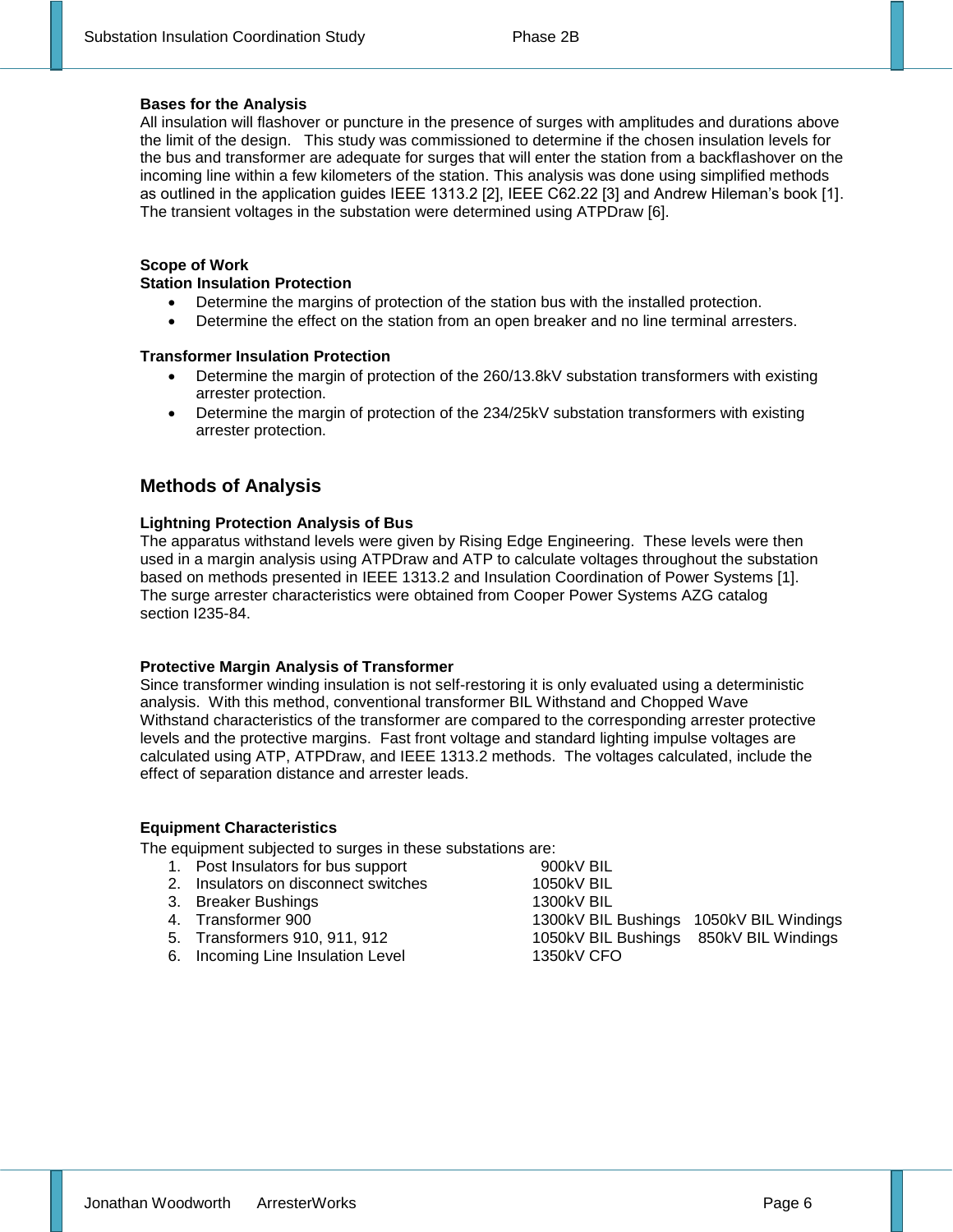**Bases for the Analysis**

All insulation will flashover or puncture in the presence of surges with amplitudes and durations above the limit of the design. This study was commissioned to determine if the chosen insulation levels for the bus and transformer are adequate for surges that will enter the station from a backflashover on the incoming line within a few kilometers of the station. This analysis was done using simplified methods as outlined in the application guides IEEE 1313.2 [2], IEEE C62.22 [3] and Andrew Hileman's book [1]. The transient voltages in the substation were determined using ATPDraw [6].

**Scope of Work**

**Station Insulation Protection**

- Determine the margins of protection of the station bus with the installed protection.
- Determine the effect on the station from an open breaker and no line terminal arresters.

**Transformer Insulation Protection**

- Determine the margin of protection of the 260/13.8kV substation transformers with existing arrester protection.
- Determine the margin of protection of the 234/25kV substation transformers with existing arrester protection.

## Methods of Analysis

**Lightning Protection Analysis of Bus**

The apparatus withstand levels were given by Rising Edge Engineering. These levels were then used in a margin analysis using ATPDraw and ATP to calculate voltages throughout the substation based on methods presented in IEEE 1313.2 and Insulation Coordination of Power Systems [1]. The surge arrester characteristics were obtained from Cooper Power Systems AZG catalog section I235-84.

**Protective Margin Analysis of Transformer**

Since transformer winding insulation is not self-restoring it is only evaluated using a deterministic analysis. With this method, conventional transformer BIL Withstand and Chopped Wave Withstand characteristics of the transformer are compared to the corresponding arrester protective levels and the protective margins. Fast front voltage and standard lighting impulse voltages are calculated using ATP, ATPDraw, and IEEE 1313.2 methods. The voltages calculated, include the effect of separation distance and arrester leads.

**Equipment Characteristics**

The equipment subjected to surges in these substations are:

| # | Equipment | Insulation Level | |
|---|---|---|---|
| 1. | Post Insulators for bus support | 900kV BIL | |
| 2. | Insulators on disconnect switches | 1050kV BIL | |
| 3. | Breaker Bushings | 1300kV BIL | |
| 4. | Transformer 900 | 1300kV BIL Bushings | 1050kV BIL Windings |
| 5. | Transformers 910, 911, 912 | 1050kV BIL Bushings | 850kV BIL Windings |
| 6. | Incoming Line Insulation Level | 1350kV CFO | |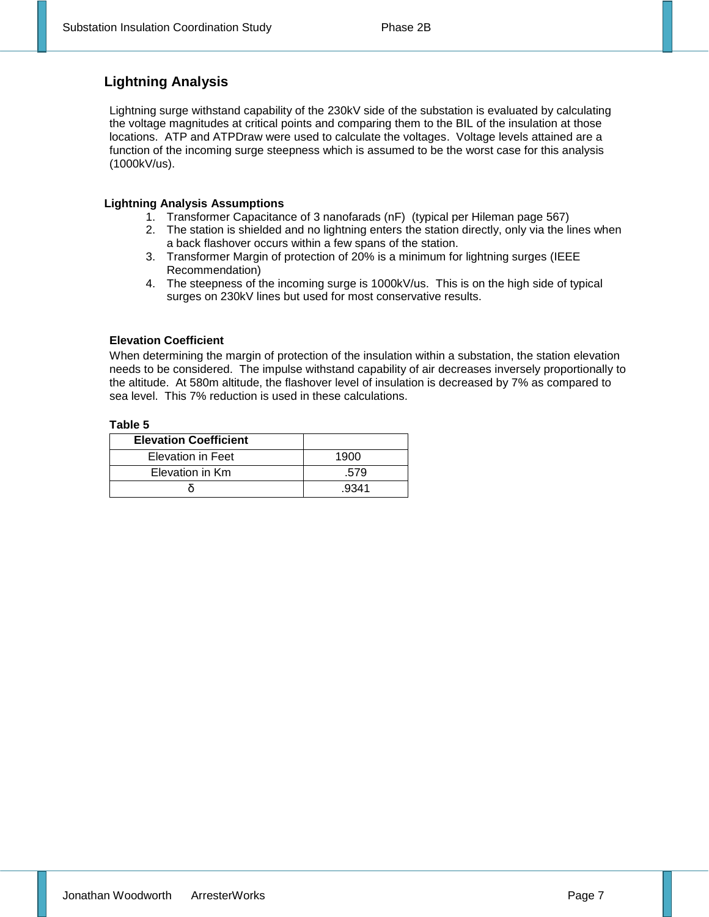## Lightning Analysis

Lightning surge withstand capability of the 230kV side of the substation is evaluated by calculating the voltage magnitudes at critical points and comparing them to the BIL of the insulation at those locations. ATP and ATPDraw were used to calculate the voltages. Voltage levels attained are a function of the incoming surge steepness which is assumed to be the worst case for this analysis (1000kV/us).

### Lightning Analysis Assumptions

1. Transformer Capacitance of 3 nanofarads (nF) (typical per Hileman page 567)
2. The station is shielded and no lightning enters the station directly, only via the lines when a back flashover occurs within a few spans of the station.
3. Transformer Margin of protection of 20% is a minimum for lightning surges (IEEE Recommendation)
4. The steepness of the incoming surge is 1000kV/us. This is on the high side of typical surges on 230kV lines but used for most conservative results.

### Elevation Coefficient

When determining the margin of protection of the insulation within a substation, the station elevation needs to be considered. The impulse withstand capability of air decreases inversely proportionally to the altitude. At 580m altitude, the flashover level of insulation is decreased by 7% as compared to sea level. This 7% reduction is used in these calculations.

**Table 5**

| Elevation Coefficient | |
|---|---|
| Elevation in Feet | 1900 |
| Elevation in Km | .579 |
| $\delta$ | .9341 |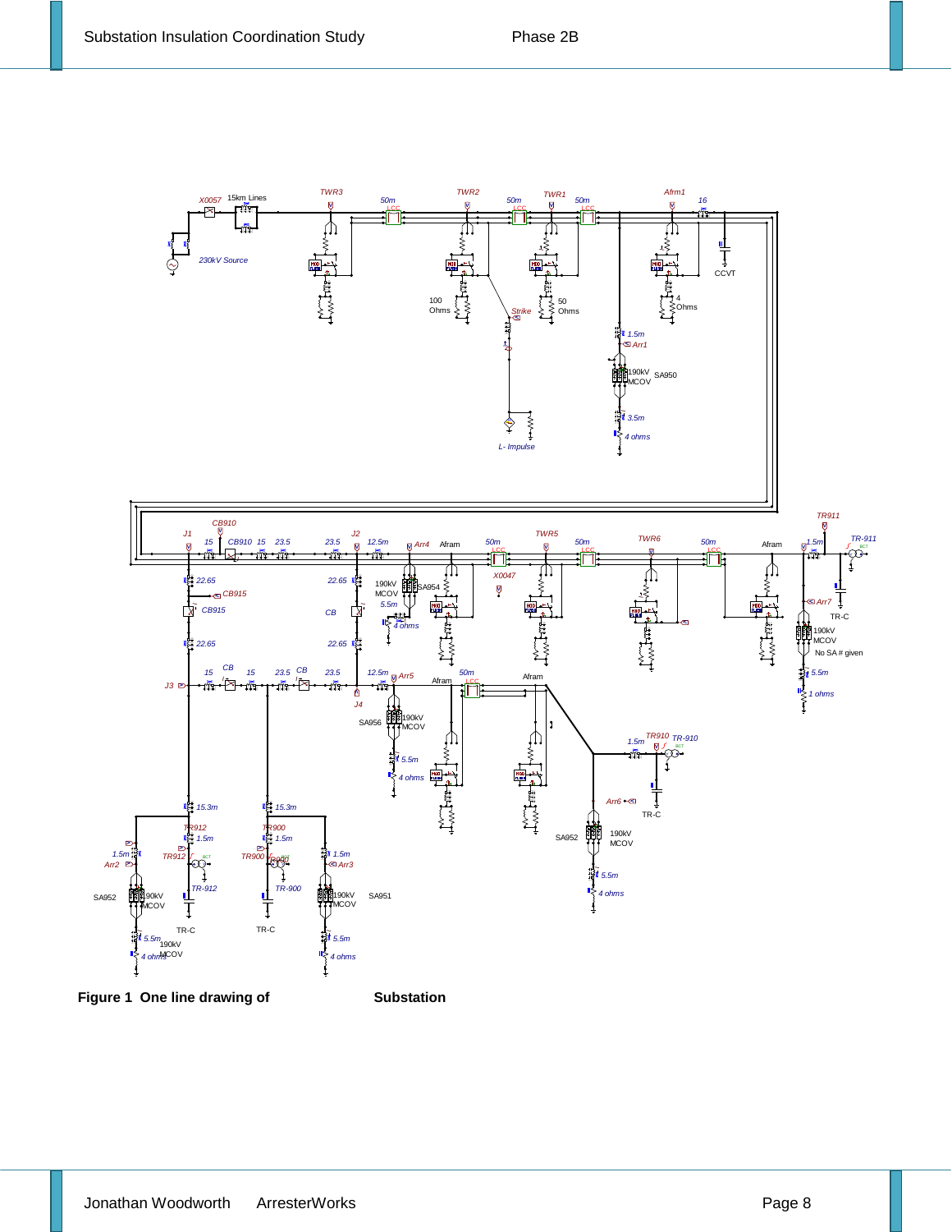Figure 1 One line drawing of Substation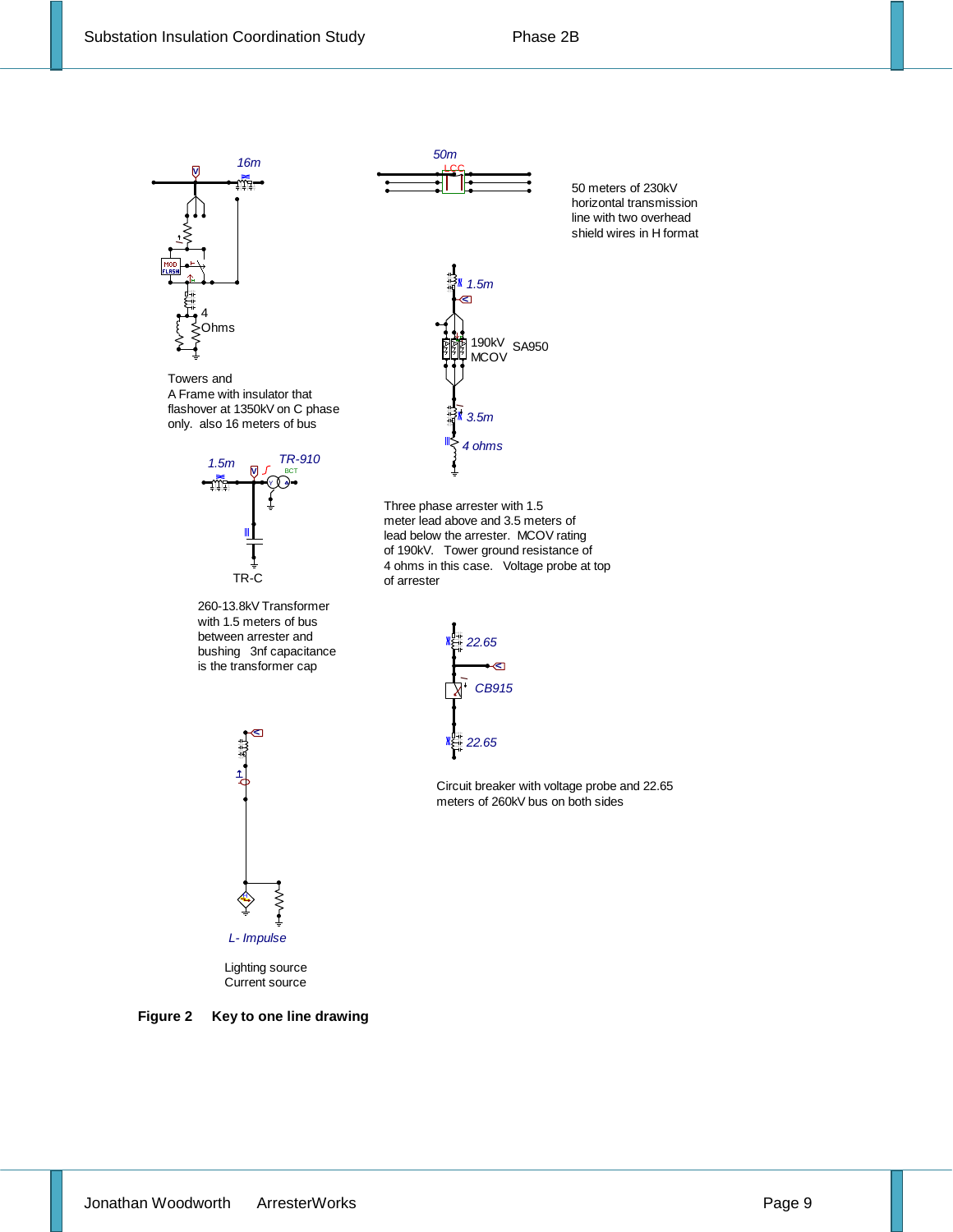16m

Towers and A Frame with insulator that flashover at 1350kV on C phase only. also 16 meters of bus

4 Ohms

50m

LCC

50 meters of 230kV horizontal transmission line with two overhead shield wires in H format

1.5m

190kV MCOV

SA950

3.5m

4 ohms

Three phase arrester with 1.5 meter lead above and 3.5 meters of lead below the arrester. MCOV rating of 190kV. Tower ground resistance of 4 ohms in this case. Voltage probe at top of arrester

1.5m

TR-910

TR-C

260-13.8kV Transformer with 1.5 meters of bus between arrester and bushing 3nf capacitance is the transformer cap

22.65

CB915

22.65

Circuit breaker with voltage probe and 22.65 meters of 260kV bus on both sides

L- Impulse

Lighting source Current source

**Figure 2 Key to one line drawing**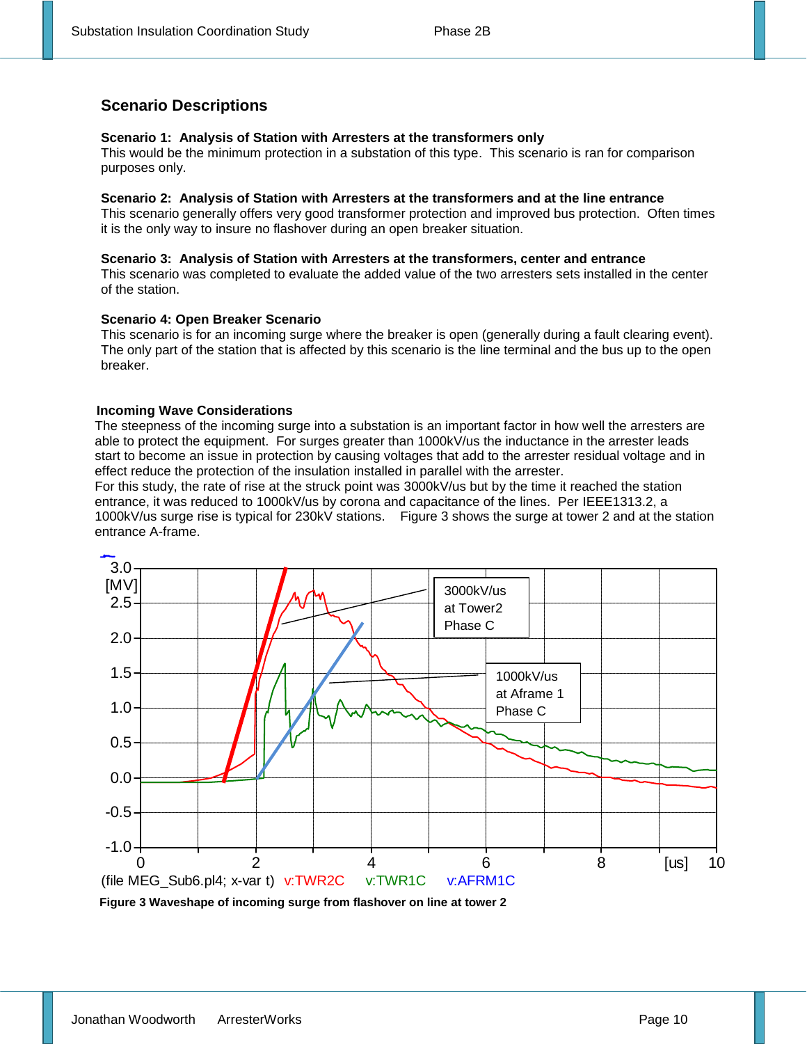## Scenario Descriptions

**Scenario 1: Analysis of Station with Arresters at the transformers only**
This would be the minimum protection in a substation of this type. This scenario is ran for comparison purposes only.

**Scenario 2: Analysis of Station with Arresters at the transformers and at the line entrance**
This scenario generally offers very good transformer protection and improved bus protection. Often times it is the only way to insure no flashover during an open breaker situation.

**Scenario 3: Analysis of Station with Arresters at the transformers, center and entrance**
This scenario was completed to evaluate the added value of the two arresters sets installed in the center of the station.

**Scenario 4: Open Breaker Scenario**
This scenario is for an incoming surge where the breaker is open (generally during a fault clearing event). The only part of the station that is affected by this scenario is the line terminal and the bus up to the open breaker.

**Incoming Wave Considerations**
The steepness of the incoming surge into a substation is an important factor in how well the arresters are able to protect the equipment. For surges greater than 1000kV/us the inductance in the arrester leads start to become an issue in protection by causing voltages that add to the arrester residual voltage and in effect reduce the protection of the insulation installed in parallel with the arrester.
For this study, the rate of rise at the struck point was 3000kV/us but by the time it reached the station entrance, it was reduced to 1000kV/us by corona and capacitance of the lines. Per IEEE1313.2, a 1000kV/us surge rise is typical for 230kV stations. Figure 3 shows the surge at tower 2 and at the station entrance A-frame.

**Figure 3 Waveshape of incoming surge from flashover on line at tower 2**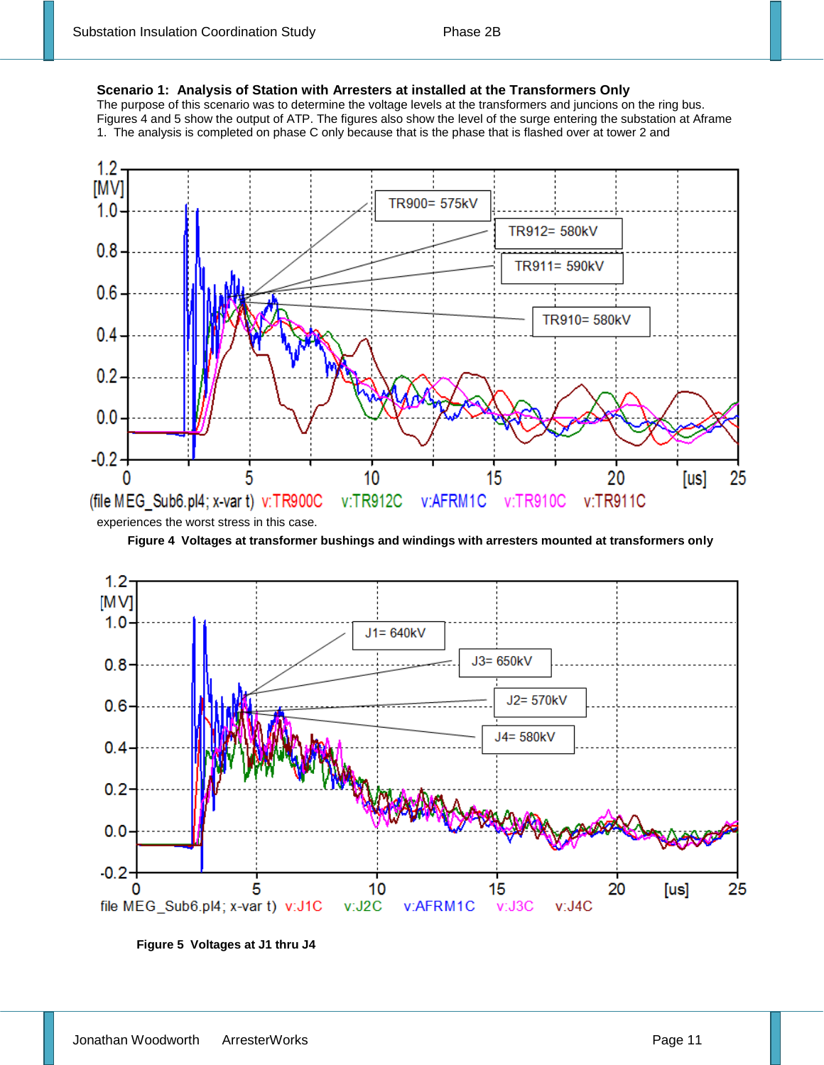**Scenario 1: Analysis of Station with Arresters at installed at the Transformers Only**

The purpose of this scenario was to determine the voltage levels at the transformers and juncions on the ring bus. Figures 4 and 5 show the output of ATP. The figures also show the level of the surge entering the substation at Aframe 1. The analysis is completed on phase C only because that is the phase that is flashed over at tower 2 and experiences the worst stress in this case.

**Figure 4 Voltages at transformer bushings and windings with arresters mounted at transformers only**

**Figure 5 Voltages at J1 thru J4**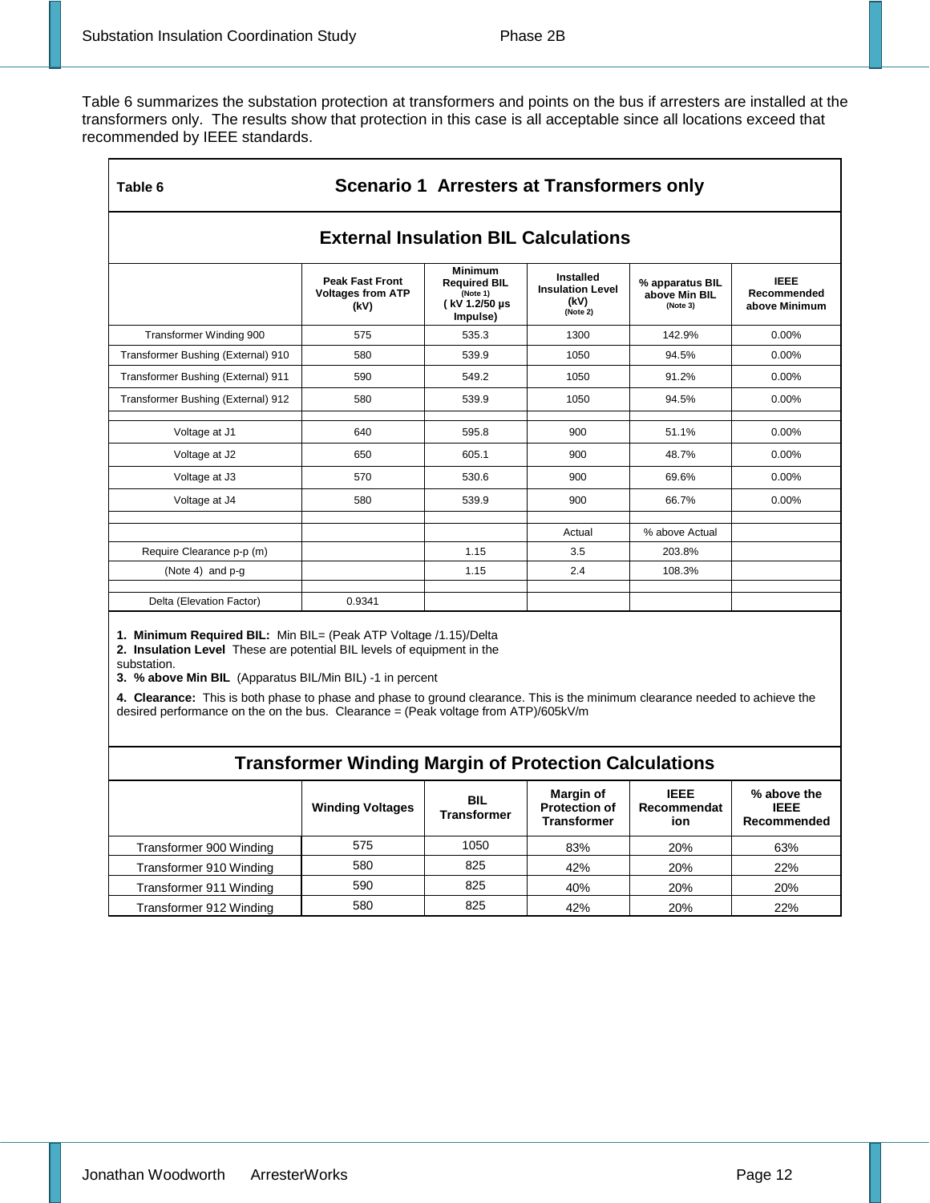Table 6 summarizes the substation protection at transformers and points on the bus if arresters are installed at the transformers only. The results show that protection in this case is all acceptable since all locations exceed that recommended by IEEE standards.

| Table 6 | Scenario 1 Arresters at Transformers only | | | | |
|---|---|---|---|---|---|
| **External Insulation BIL Calculations** | | | | | |
| | **Peak Fast Front Voltages from ATP (kV)** | **Minimum Required BIL (Note 1) ( kV 1.2/50 μs Impulse)** | **Installed Insulation Level (kV) (Note 2)** | **% apparatus BIL above Min BIL (Note 3)** | **IEEE Recommended above Minimum** |
| Transformer Winding 900 | 575 | 535.3 | 1300 | 142.9% | 0.00% |
| Transformer Bushing (External) 910 | 580 | 539.9 | 1050 | 94.5% | 0.00% |
| Transformer Bushing (External) 911 | 590 | 549.2 | 1050 | 91.2% | 0.00% |
| Transformer Bushing (External) 912 | 580 | 539.9 | 1050 | 94.5% | 0.00% |
| | | | | | |
| Voltage at J1 | 640 | 595.8 | 900 | 51.1% | 0.00% |
| Voltage at J2 | 650 | 605.1 | 900 | 48.7% | 0.00% |
| Voltage at J3 | 570 | 530.6 | 900 | 69.6% | 0.00% |
| Voltage at J4 | 580 | 539.9 | 900 | 66.7% | 0.00% |
| | | | | | |
| | | | Actual | % above Actual | |
| Require Clearance p-p (m) | | 1.15 | 3.5 | 203.8% | |
| (Note 4) and p-g | | 1.15 | 2.4 | 108.3% | |
| | | | | | |
| Delta (Elevation Factor) | 0.9341 | | | | |

1. **Minimum Required BIL:** Min BIL= (Peak ATP Voltage /1.15)/Delta
2. **Insulation Level** These are potential BIL levels of equipment in the substation.
3. **% above Min BIL** (Apparatus BIL/Min BIL) -1 in percent
4. **Clearance:** This is both phase to phase and phase to ground clearance. This is the minimum clearance needed to achieve the desired performance on the on the bus. Clearance = (Peak voltage from ATP)/605kV/m

**Transformer Winding Margin of Protection Calculations**

| | Winding Voltages | BIL Transformer | Margin of Protection of Transformer | IEEE Recommendation | % above the IEEE Recommended |
|---|---|---|---|---|---|
| Transformer 900 Winding | 575 | 1050 | 83% | 20% | 63% |
| Transformer 910 Winding | 580 | 825 | 42% | 20% | 22% |
| Transformer 911 Winding | 590 | 825 | 40% | 20% | 20% |
| Transformer 912 Winding | 580 | 825 | 42% | 20% | 22% |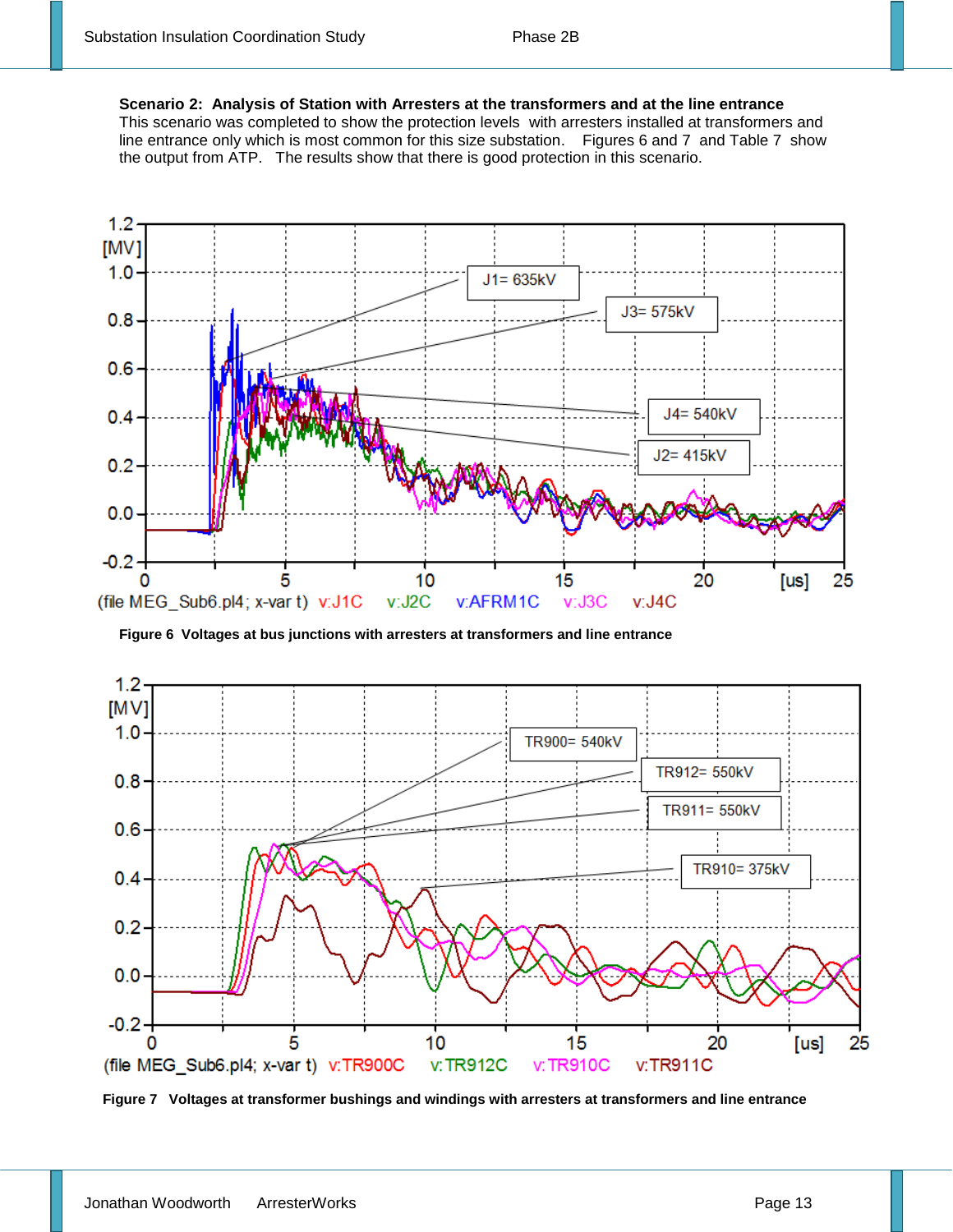**Scenario 2: Analysis of Station with Arresters at the transformers and at the line entrance**

This scenario was completed to show the protection levels with arresters installed at transformers and line entrance only which is most common for this size substation. Figures 6 and 7 and Table 7 show the output from ATP. The results show that there is good protection in this scenario.

**Figure 6 Voltages at bus junctions with arresters at transformers and line entrance**

**Figure 7 Voltages at transformer bushings and windings with arresters at transformers and line entrance**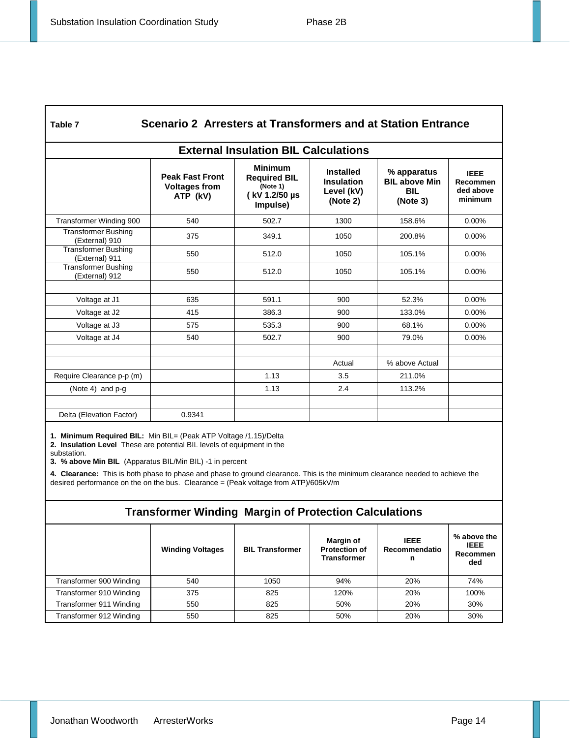**Table 7** **Scenario 2 Arresters at Transformers and at Station Entrance**

## External Insulation BIL Calculations

| | Peak Fast Front Voltages from ATP (kV) | Minimum Required BIL (Note 1) ( kV 1.2/50 µs Impulse) | Installed Insulation Level (kV) (Note 2) | % apparatus BIL above Min BIL (Note 3) | IEEE Recommended above minimum |
|---|---|---|---|---|---|
| Transformer Winding 900 | 540 | 502.7 | 1300 | 158.6% | 0.00% |
| Transformer Bushing (External) 910 | 375 | 349.1 | 1050 | 200.8% | 0.00% |
| Transformer Bushing (External) 911 | 550 | 512.0 | 1050 | 105.1% | 0.00% |
| Transformer Bushing (External) 912 | 550 | 512.0 | 1050 | 105.1% | 0.00% |
| | | | | | |
| Voltage at J1 | 635 | 591.1 | 900 | 52.3% | 0.00% |
| Voltage at J2 | 415 | 386.3 | 900 | 133.0% | 0.00% |
| Voltage at J3 | 575 | 535.3 | 900 | 68.1% | 0.00% |
| Voltage at J4 | 540 | 502.7 | 900 | 79.0% | 0.00% |
| | | | | | |
| | | | Actual | % above Actual | |
| Require Clearance p-p (m) | | 1.13 | 3.5 | 211.0% | |
| (Note 4) and p-g | | 1.13 | 2.4 | 113.2% | |
| | | | | | |
| Delta (Elevation Factor) | 0.9341 | | | | |

1. **Minimum Required BIL:** Min BIL= (Peak ATP Voltage /1.15)/Delta
2. **Insulation Level** These are potential BIL levels of equipment in the substation.
3. **% above Min BIL** (Apparatus BIL/Min BIL) -1 in percent
4. **Clearance:** This is both phase to phase and phase to ground clearance. This is the minimum clearance needed to achieve the desired performance on the on the bus. Clearance = (Peak voltage from ATP)/605kV/m

## Transformer Winding Margin of Protection Calculations

| | Winding Voltages | BIL Transformer | Margin of Protection of Transformer | IEEE Recommendation | % above the IEEE Recommended |
|---|---|---|---|---|---|
| Transformer 900 Winding | 540 | 1050 | 94% | 20% | 74% |
| Transformer 910 Winding | 375 | 825 | 120% | 20% | 100% |
| Transformer 911 Winding | 550 | 825 | 50% | 20% | 30% |
| Transformer 912 Winding | 550 | 825 | 50% | 20% | 30% |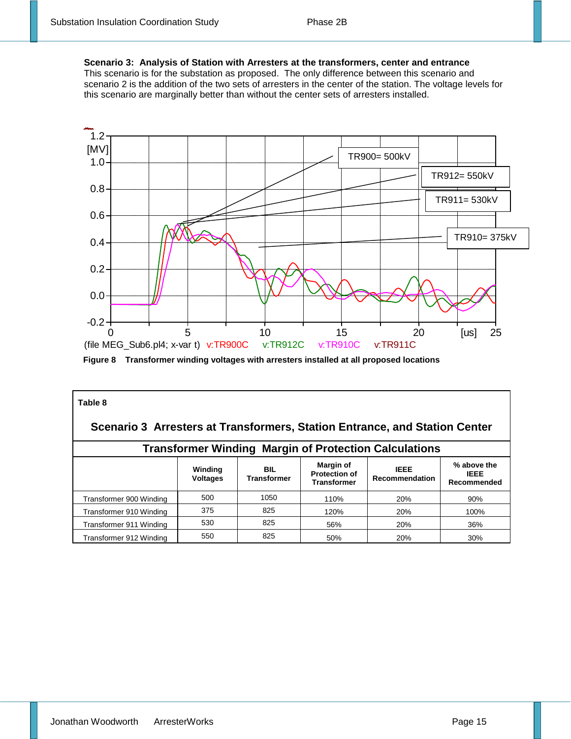**Scenario 3: Analysis of Station with Arresters at the transformers, center and entrance**
This scenario is for the substation as proposed. The only difference between this scenario and scenario 2 is the addition of the two sets of arresters in the center of the station. The voltage levels for this scenario are marginally better than without the center sets of arresters installed.

**Figure 8 Transformer winding voltages with arresters installed at all proposed locations**

**Table 8**

**Scenario 3 Arresters at Transformers, Station Entrance, and Station Center**

**Transformer Winding Margin of Protection Calculations**

| | Winding Voltages | BIL Transformer | Margin of Protection of Transformer | IEEE Recommendation | % above the IEEE Recommended |
|---|---|---|---|---|---|
| Transformer 900 Winding | 500 | 1050 | 110% | 20% | 90% |
| Transformer 910 Winding | 375 | 825 | 120% | 20% | 100% |
| Transformer 911 Winding | 530 | 825 | 56% | 20% | 36% |
| Transformer 912 Winding | 550 | 825 | 50% | 20% | 30% |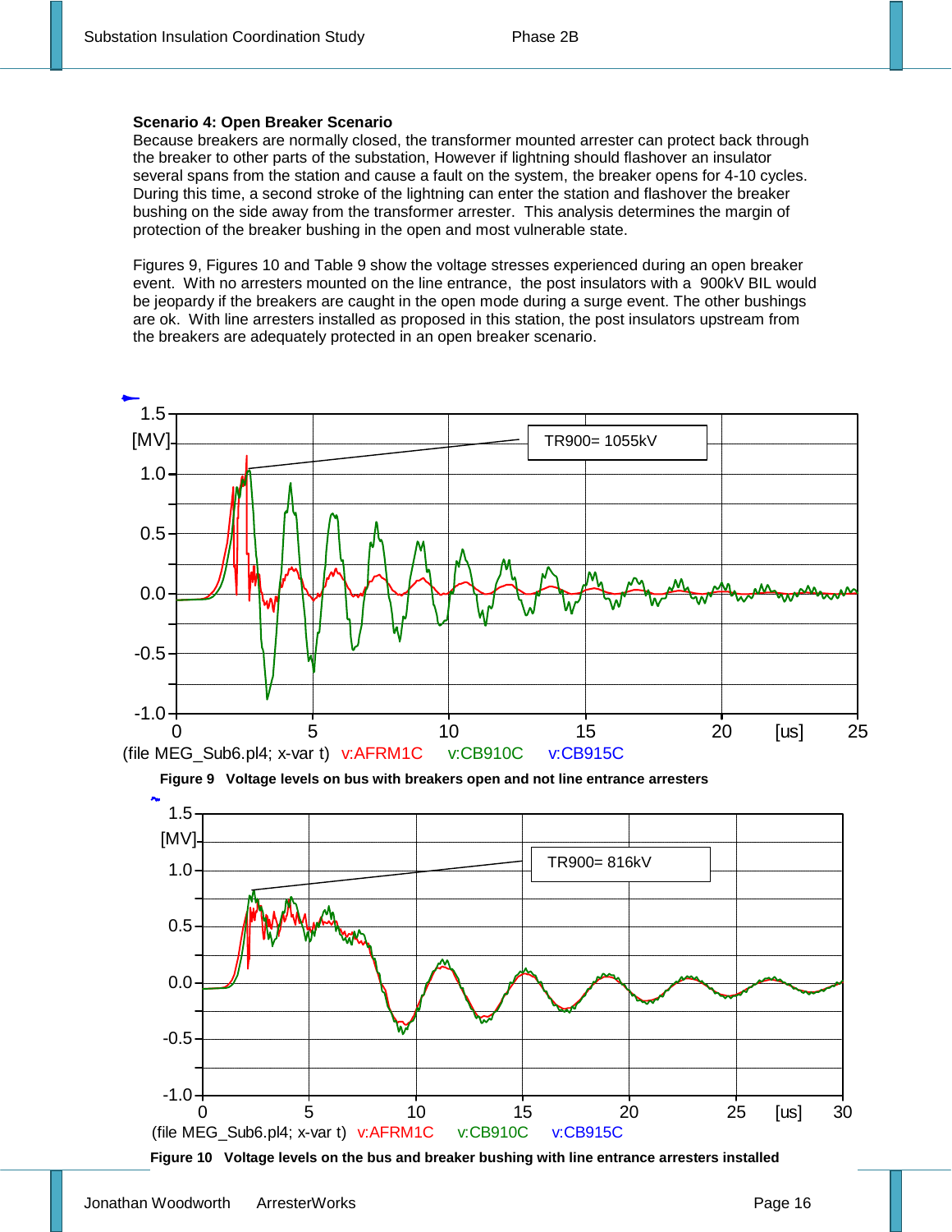**Scenario 4: Open Breaker Scenario**

Because breakers are normally closed, the transformer mounted arrester can protect back through the breaker to other parts of the substation, However if lightning should flashover an insulator several spans from the station and cause a fault on the system, the breaker opens for 4-10 cycles. During this time, a second stroke of the lightning can enter the station and flashover the breaker bushing on the side away from the transformer arrester. This analysis determines the margin of protection of the breaker bushing in the open and most vulnerable state.

Figures 9, Figures 10 and Table 9 show the voltage stresses experienced during an open breaker event. With no arresters mounted on the line entrance, the post insulators with a 900kV BIL would be jeopardy if the breakers are caught in the open mode during a surge event. The other bushings are ok. With line arresters installed as proposed in this station, the post insulators upstream from the breakers are adequately protected in an open breaker scenario.

**Figure 9 Voltage levels on bus with breakers open and not line entrance arresters**

**Figure 10 Voltage levels on the bus and breaker bushing with line entrance arresters installed**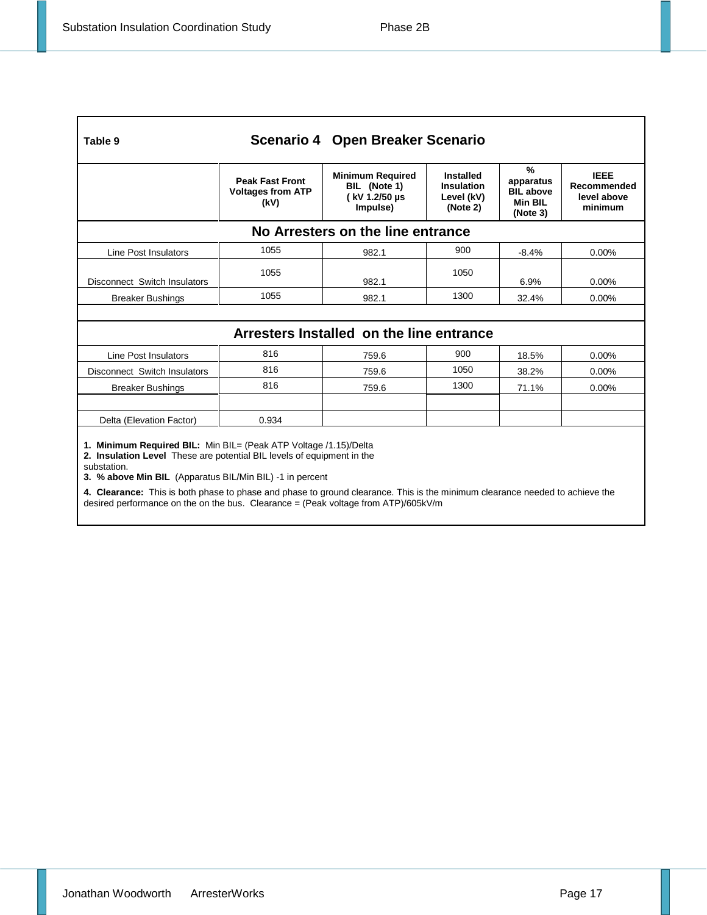**Table 9** **Scenario 4 Open Breaker Scenario**

| | Peak Fast Front Voltages from ATP (kV) | Minimum Required BIL (Note 1) ( kV 1.2/50 µs Impulse) | Installed Insulation Level (kV) (Note 2) | % apparatus BIL above Min BIL (Note 3) | IEEE Recommended level above minimum |
|---|---|---|---|---|---|
| **No Arresters on the line entrance** | | | | | |
| Line Post Insulators | 1055 | 982.1 | 900 | -8.4% | 0.00% |
| Disconnect Switch Insulators | 1055 | 982.1 | 1050 | 6.9% | 0.00% |
| Breaker Bushings | 1055 | 982.1 | 1300 | 32.4% | 0.00% |
| | | | | | |
| **Arresters Installed on the line entrance** | | | | | |
| Line Post Insulators | 816 | 759.6 | 900 | 18.5% | 0.00% |
| Disconnect Switch Insulators | 816 | 759.6 | 1050 | 38.2% | 0.00% |
| Breaker Bushings | 816 | 759.6 | 1300 | 71.1% | 0.00% |
| | | | | | |
| Delta (Elevation Factor) | 0.934 | | | | |

1. **Minimum Required BIL:** Min BIL= (Peak ATP Voltage /1.15)/Delta
2. **Insulation Level** These are potential BIL levels of equipment in the substation.
3. **% above Min BIL** (Apparatus BIL/Min BIL) -1 in percent
4. **Clearance:** This is both phase to phase and phase to ground clearance. This is the minimum clearance needed to achieve the desired performance on the on the bus. Clearance = (Peak voltage from ATP)/605kV/m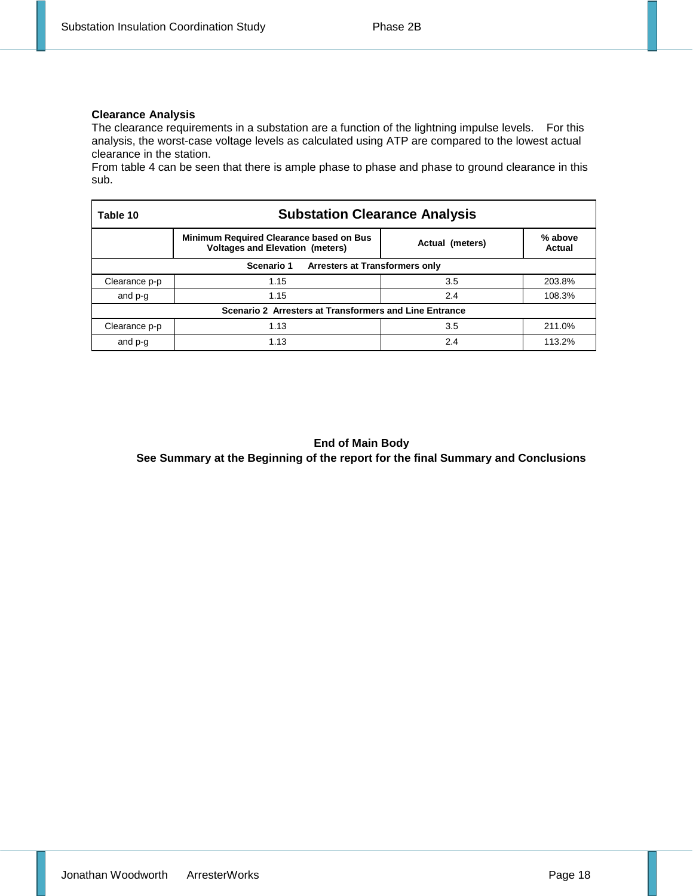**Clearance Analysis**

The clearance requirements in a substation are a function of the lightning impulse levels. For this analysis, the worst-case voltage levels as calculated using ATP are compared to the lowest actual clearance in the station.

From table 4 can be seen that there is ample phase to phase and phase to ground clearance in this sub.

**Table 10 — Substation Clearance Analysis**

| | Minimum Required Clearance based on Bus Voltages and Elevation (meters) | Actual (meters) | % above Actual |
|---|---|---|---|
| **Scenario 1 Arresters at Transformers only** | | | |
| Clearance p-p | 1.15 | 3.5 | 203.8% |
| and p-g | 1.15 | 2.4 | 108.3% |
| **Scenario 2 Arresters at Transformers and Line Entrance** | | | |
| Clearance p-p | 1.13 | 3.5 | 211.0% |
| and p-g | 1.13 | 2.4 | 113.2% |

**End of Main Body**

**See Summary at the Beginning of the report for the final Summary and Conclusions**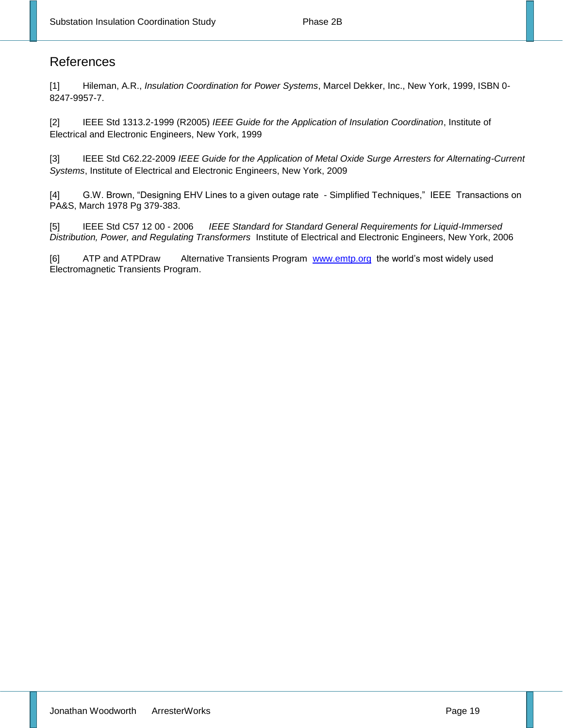# References

[1] Hileman, A.R., *Insulation Coordination for Power Systems*, Marcel Dekker, Inc., New York, 1999, ISBN 0-8247-9957-7.

[2] IEEE Std 1313.2-1999 (R2005) *IEEE Guide for the Application of Insulation Coordination*, Institute of Electrical and Electronic Engineers, New York, 1999

[3] IEEE Std C62.22-2009 *IEEE Guide for the Application of Metal Oxide Surge Arresters for Alternating-Current Systems*, Institute of Electrical and Electronic Engineers, New York, 2009

[4] G.W. Brown, "Designing EHV Lines to a given outage rate - Simplified Techniques," IEEE Transactions on PA&S, March 1978 Pg 379-383.

[5] IEEE Std C57 12 00 - 2006 *IEEE Standard for Standard General Requirements for Liquid-Immersed Distribution, Power, and Regulating Transformers* Institute of Electrical and Electronic Engineers, New York, 2006

[6] ATP and ATPDraw Alternative Transients Program [www.emtp.org](http://www.emtp.org) the world's most widely used Electromagnetic Transients Program.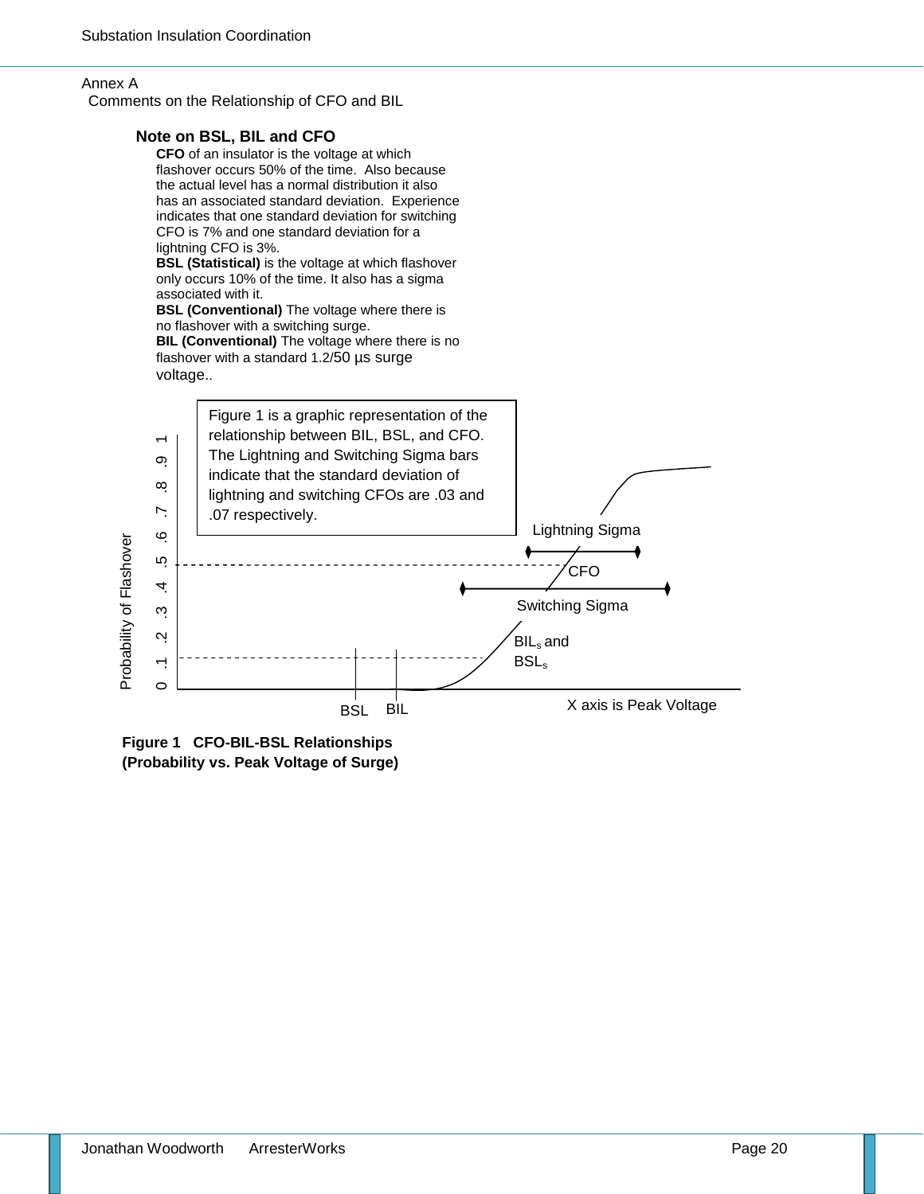Annex A

Comments on the Relationship of CFO and BIL

### Note on BSL, BIL and CFO

**CFO** of an insulator is the voltage at which flashover occurs 50% of the time. Also because the actual level has a normal distribution it also has an associated standard deviation. Experience indicates that one standard deviation for switching CFO is 7% and one standard deviation for a lightning CFO is 3%.

**BSL (Statistical)** is the voltage at which flashover only occurs 10% of the time. It also has a sigma associated with it.

**BSL (Conventional)** The voltage where there is no flashover with a switching surge.

**BIL (Conventional)** The voltage where there is no flashover with a standard 1.2/50 µs surge voltage..

Figure 1 is a graphic representation of the relationship between BIL, BSL, and CFO. The Lightning and Switching Sigma bars indicate that the standard deviation of lightning and switching CFOs are .03 and .07 respectively.

Probability of Flashover: 0 .1 .2 .3 .4 .5 .6 .7 .8 .9 1

Lightning Sigma

CFO

Switching Sigma

$BIL_s$ and $BSL_s$

BSL BIL

X axis is Peak Voltage

**Figure 1 CFO-BIL-BSL Relationships (Probability vs. Peak Voltage of Surge)**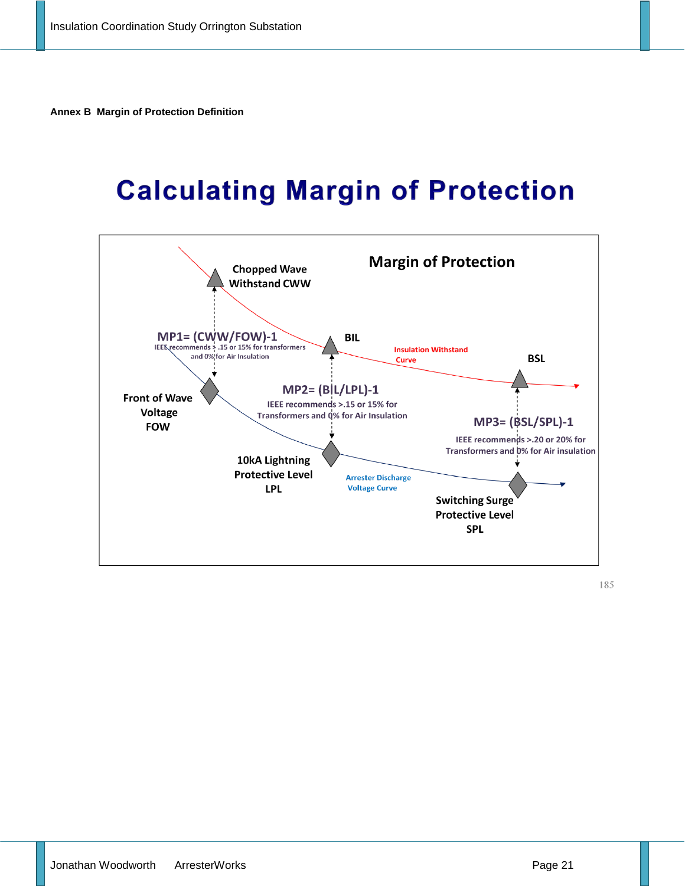**Annex B Margin of Protection Definition**

# Calculating Margin of Protection

Margin of Protection

Chopped Wave Withstand CWW

MP1= (CWW/FOW)-1

IEEE recommends > .15 or 15% for transformers and 0% for Air Insulation

BIL

Insulation Withstand Curve

BSL

Front of Wave Voltage FOW

MP2= (BIL/LPL)-1

IEEE recommends >.15 or 15% for Transformers and 0% for Air Insulation

MP3= (BSL/SPL)-1

IEEE recommends >.20 or 20% for Transformers and 0% for Air insulation

10kA Lightning Protective Level LPL

Arrester Discharge Voltage Curve

Switching Surge Protective Level SPL

185